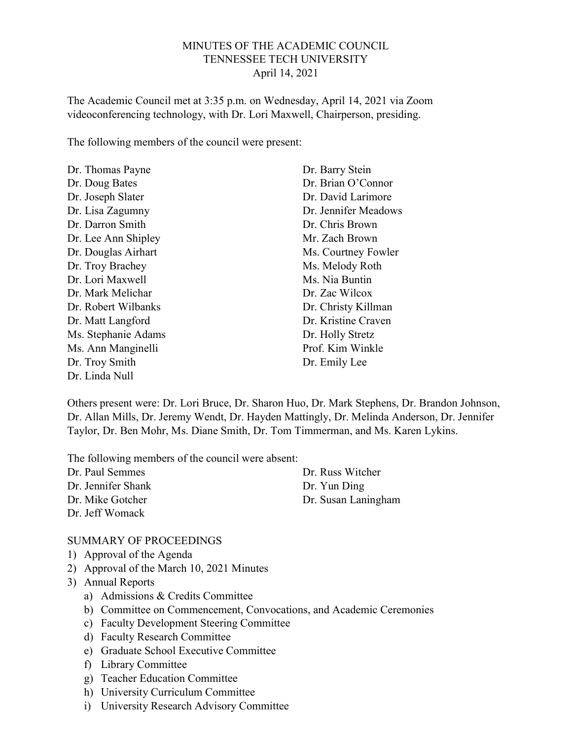# MINUTES OF THE ACADEMIC COUNCIL
# TENNESSEE TECH UNIVERSITY
## April 14, 2021

The Academic Council met at 3:35 p.m. on Wednesday, April 14, 2021 via Zoom videoconferencing technology, with Dr. Lori Maxwell, Chairperson, presiding.

The following members of the council were present:

Dr. Thomas Payne
Dr. Doug Bates
Dr. Joseph Slater
Dr. Lisa Zagumny
Dr. Darron Smith
Dr. Lee Ann Shipley
Dr. Douglas Airhart
Dr. Troy Brachey
Dr. Lori Maxwell
Dr. Mark Melichar
Dr. Robert Wilbanks
Dr. Matt Langford
Ms. Stephanie Adams
Ms. Ann Manginelli
Dr. Troy Smith
Dr. Linda Null
Dr. Barry Stein
Dr. Brian O'Connor
Dr. David Larimore
Dr. Jennifer Meadows
Dr. Chris Brown
Mr. Zach Brown
Ms. Courtney Fowler
Ms. Melody Roth
Ms. Nia Buntin
Dr. Zac Wilcox
Dr. Christy Killman
Dr. Kristine Craven
Dr. Holly Stretz
Prof. Kim Winkle
Dr. Emily Lee

Others present were: Dr. Lori Bruce, Dr. Sharon Huo, Dr. Mark Stephens, Dr. Brandon Johnson, Dr. Allan Mills, Dr. Jeremy Wendt, Dr. Hayden Mattingly, Dr. Melinda Anderson, Dr. Jennifer Taylor, Dr. Ben Mohr, Ms. Diane Smith, Dr. Tom Timmerman, and Ms. Karen Lykins.

The following members of the council were absent:

Dr. Paul Semmes
Dr. Jennifer Shank
Dr. Mike Gotcher
Dr. Jeff Womack
Dr. Russ Witcher
Dr. Yun Ding
Dr. Susan Laningham

SUMMARY OF PROCEEDINGS

1) Approval of the Agenda
2) Approval of the March 10, 2021 Minutes
3) Annual Reports
   a) Admissions & Credits Committee
   b) Committee on Commencement, Convocations, and Academic Ceremonies
   c) Faculty Development Steering Committee
   d) Faculty Research Committee
   e) Graduate School Executive Committee
   f) Library Committee
   g) Teacher Education Committee
   h) University Curriculum Committee
   i) University Research Advisory Committee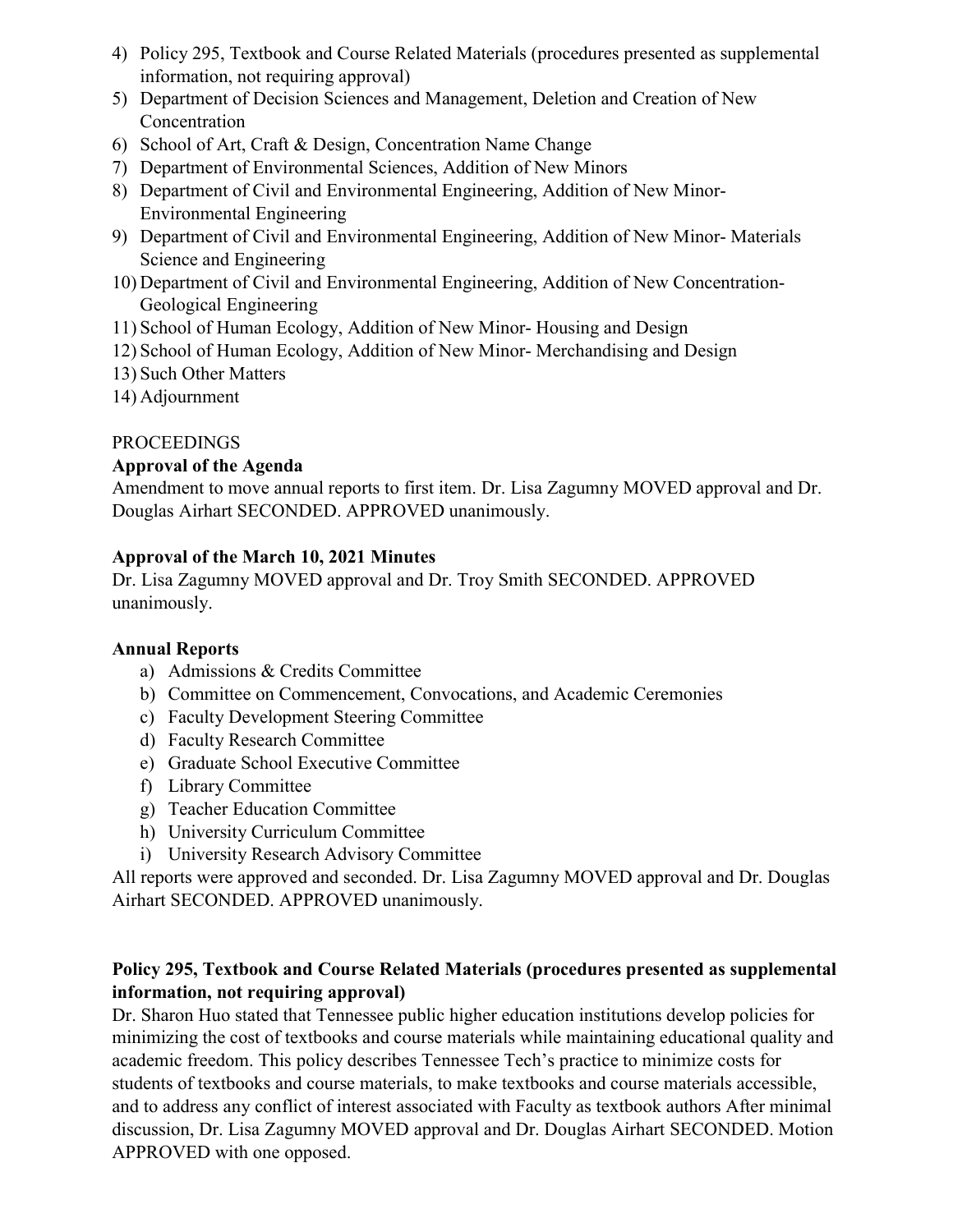4) Policy 295, Textbook and Course Related Materials (procedures presented as supplemental information, not requiring approval)
5) Department of Decision Sciences and Management, Deletion and Creation of New Concentration
6) School of Art, Craft & Design, Concentration Name Change
7) Department of Environmental Sciences, Addition of New Minors
8) Department of Civil and Environmental Engineering, Addition of New Minor- Environmental Engineering
9) Department of Civil and Environmental Engineering, Addition of New Minor- Materials Science and Engineering
10) Department of Civil and Environmental Engineering, Addition of New Concentration- Geological Engineering
11) School of Human Ecology, Addition of New Minor- Housing and Design
12) School of Human Ecology, Addition of New Minor- Merchandising and Design
13) Such Other Matters
14) Adjournment

PROCEEDINGS

**Approval of the Agenda**

Amendment to move annual reports to first item. Dr. Lisa Zagumny MOVED approval and Dr. Douglas Airhart SECONDED. APPROVED unanimously.

**Approval of the March 10, 2021 Minutes**

Dr. Lisa Zagumny MOVED approval and Dr. Troy Smith SECONDED. APPROVED unanimously.

**Annual Reports**

a) Admissions & Credits Committee
b) Committee on Commencement, Convocations, and Academic Ceremonies
c) Faculty Development Steering Committee
d) Faculty Research Committee
e) Graduate School Executive Committee
f) Library Committee
g) Teacher Education Committee
h) University Curriculum Committee
i) University Research Advisory Committee

All reports were approved and seconded. Dr. Lisa Zagumny MOVED approval and Dr. Douglas Airhart SECONDED. APPROVED unanimously.

**Policy 295, Textbook and Course Related Materials (procedures presented as supplemental information, not requiring approval)**

Dr. Sharon Huo stated that Tennessee public higher education institutions develop policies for minimizing the cost of textbooks and course materials while maintaining educational quality and academic freedom. This policy describes Tennessee Tech's practice to minimize costs for students of textbooks and course materials, to make textbooks and course materials accessible, and to address any conflict of interest associated with Faculty as textbook authors After minimal discussion, Dr. Lisa Zagumny MOVED approval and Dr. Douglas Airhart SECONDED. Motion APPROVED with one opposed.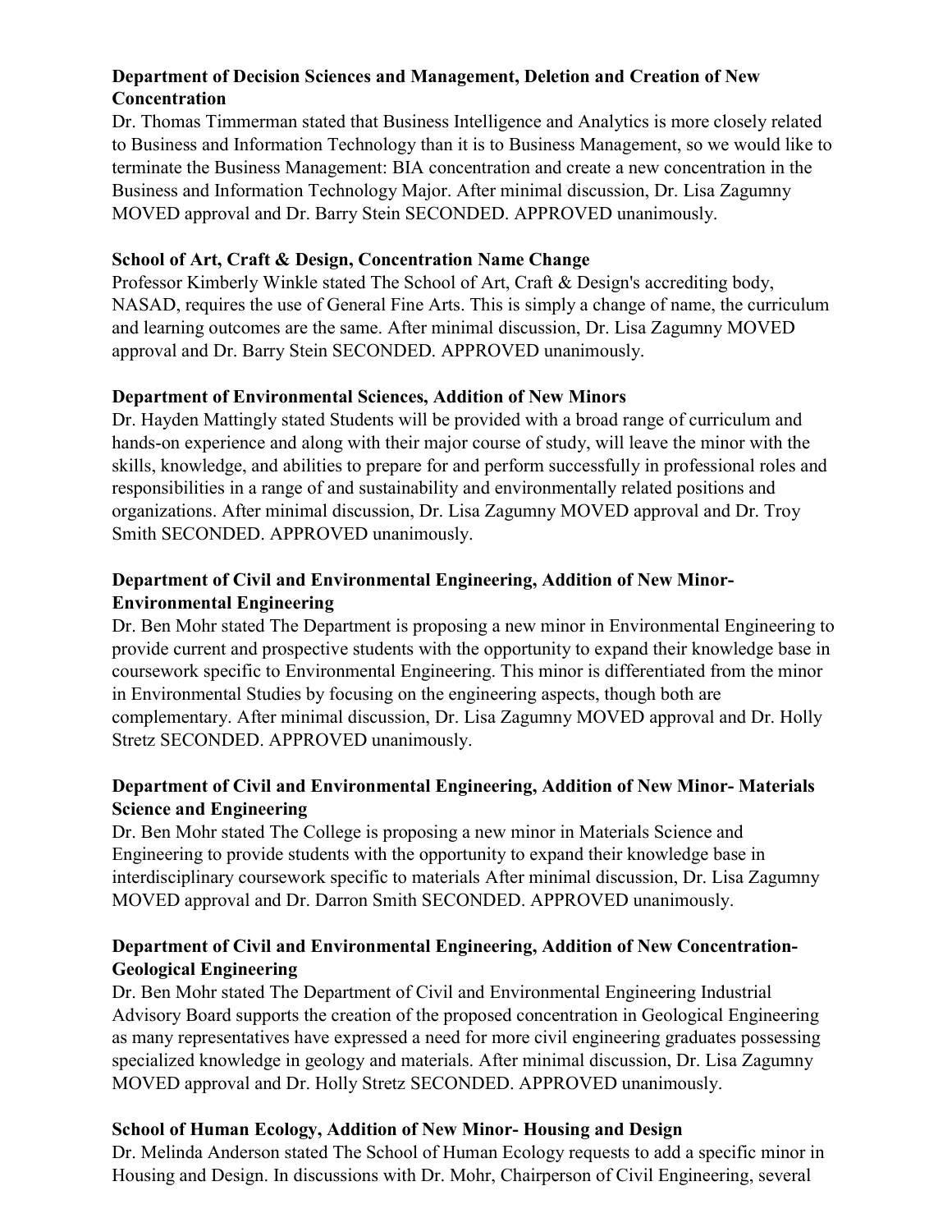**Department of Decision Sciences and Management, Deletion and Creation of New Concentration**

Dr. Thomas Timmerman stated that Business Intelligence and Analytics is more closely related to Business and Information Technology than it is to Business Management, so we would like to terminate the Business Management: BIA concentration and create a new concentration in the Business and Information Technology Major. After minimal discussion, Dr. Lisa Zagumny MOVED approval and Dr. Barry Stein SECONDED. APPROVED unanimously.

**School of Art, Craft & Design, Concentration Name Change**

Professor Kimberly Winkle stated The School of Art, Craft & Design's accrediting body, NASAD, requires the use of General Fine Arts. This is simply a change of name, the curriculum and learning outcomes are the same. After minimal discussion, Dr. Lisa Zagumny MOVED approval and Dr. Barry Stein SECONDED. APPROVED unanimously.

**Department of Environmental Sciences, Addition of New Minors**

Dr. Hayden Mattingly stated Students will be provided with a broad range of curriculum and hands-on experience and along with their major course of study, will leave the minor with the skills, knowledge, and abilities to prepare for and perform successfully in professional roles and responsibilities in a range of and sustainability and environmentally related positions and organizations. After minimal discussion, Dr. Lisa Zagumny MOVED approval and Dr. Troy Smith SECONDED. APPROVED unanimously.

**Department of Civil and Environmental Engineering, Addition of New Minor-Environmental Engineering**

Dr. Ben Mohr stated The Department is proposing a new minor in Environmental Engineering to provide current and prospective students with the opportunity to expand their knowledge base in coursework specific to Environmental Engineering. This minor is differentiated from the minor in Environmental Studies by focusing on the engineering aspects, though both are complementary. After minimal discussion, Dr. Lisa Zagumny MOVED approval and Dr. Holly Stretz SECONDED. APPROVED unanimously.

**Department of Civil and Environmental Engineering, Addition of New Minor- Materials Science and Engineering**

Dr. Ben Mohr stated The College is proposing a new minor in Materials Science and Engineering to provide students with the opportunity to expand their knowledge base in interdisciplinary coursework specific to materials After minimal discussion, Dr. Lisa Zagumny MOVED approval and Dr. Darron Smith SECONDED. APPROVED unanimously.

**Department of Civil and Environmental Engineering, Addition of New Concentration-Geological Engineering**

Dr. Ben Mohr stated The Department of Civil and Environmental Engineering Industrial Advisory Board supports the creation of the proposed concentration in Geological Engineering as many representatives have expressed a need for more civil engineering graduates possessing specialized knowledge in geology and materials. After minimal discussion, Dr. Lisa Zagumny MOVED approval and Dr. Holly Stretz SECONDED. APPROVED unanimously.

**School of Human Ecology, Addition of New Minor- Housing and Design**

Dr. Melinda Anderson stated The School of Human Ecology requests to add a specific minor in Housing and Design. In discussions with Dr. Mohr, Chairperson of Civil Engineering, several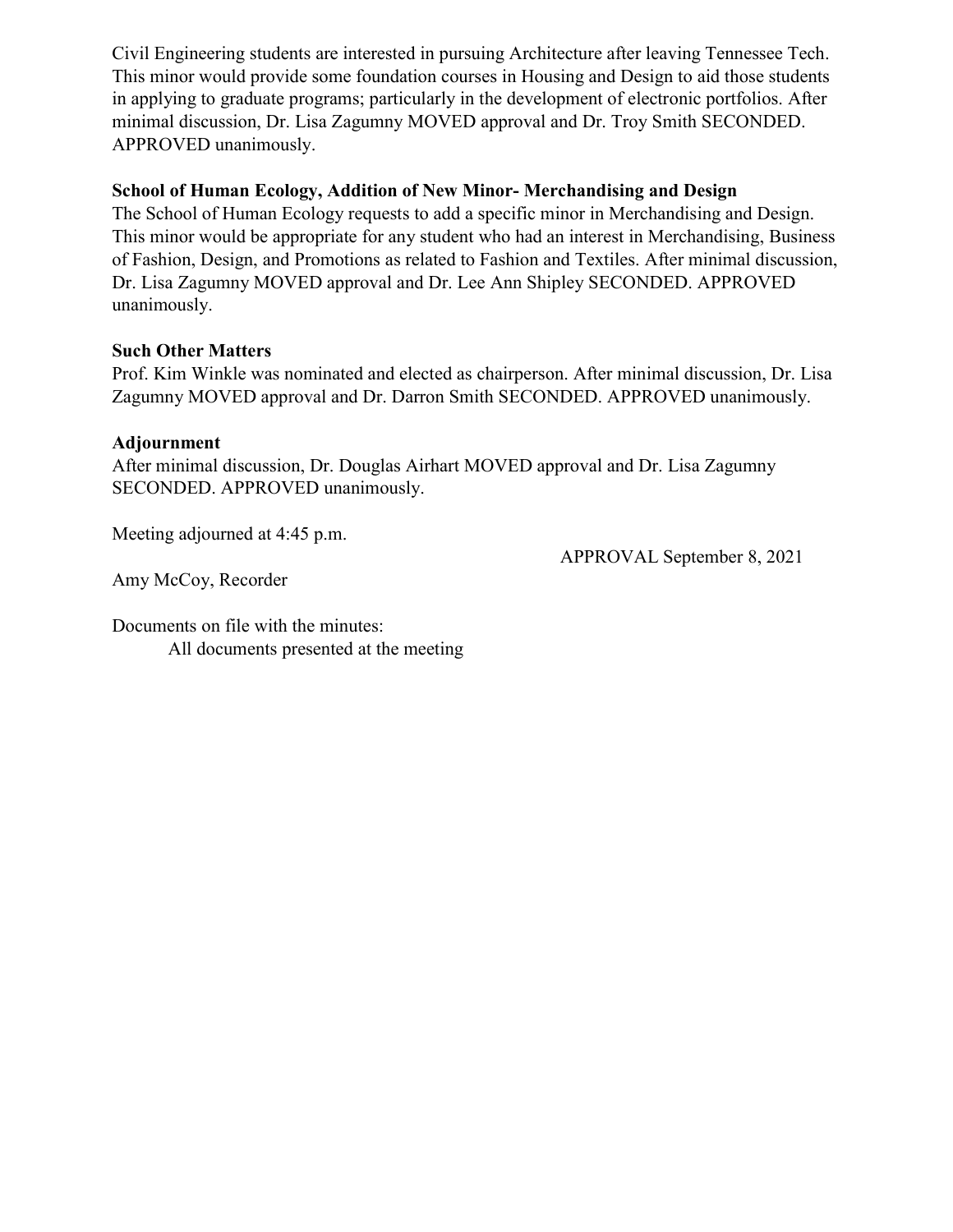Civil Engineering students are interested in pursuing Architecture after leaving Tennessee Tech. This minor would provide some foundation courses in Housing and Design to aid those students in applying to graduate programs; particularly in the development of electronic portfolios. After minimal discussion, Dr. Lisa Zagumny MOVED approval and Dr. Troy Smith SECONDED. APPROVED unanimously.

**School of Human Ecology, Addition of New Minor- Merchandising and Design**

The School of Human Ecology requests to add a specific minor in Merchandising and Design. This minor would be appropriate for any student who had an interest in Merchandising, Business of Fashion, Design, and Promotions as related to Fashion and Textiles. After minimal discussion, Dr. Lisa Zagumny MOVED approval and Dr. Lee Ann Shipley SECONDED. APPROVED unanimously.

**Such Other Matters**

Prof. Kim Winkle was nominated and elected as chairperson. After minimal discussion, Dr. Lisa Zagumny MOVED approval and Dr. Darron Smith SECONDED. APPROVED unanimously.

**Adjournment**

After minimal discussion, Dr. Douglas Airhart MOVED approval and Dr. Lisa Zagumny SECONDED. APPROVED unanimously.

Meeting adjourned at 4:45 p.m.

APPROVAL September 8, 2021

Amy McCoy, Recorder

Documents on file with the minutes:

All documents presented at the meeting